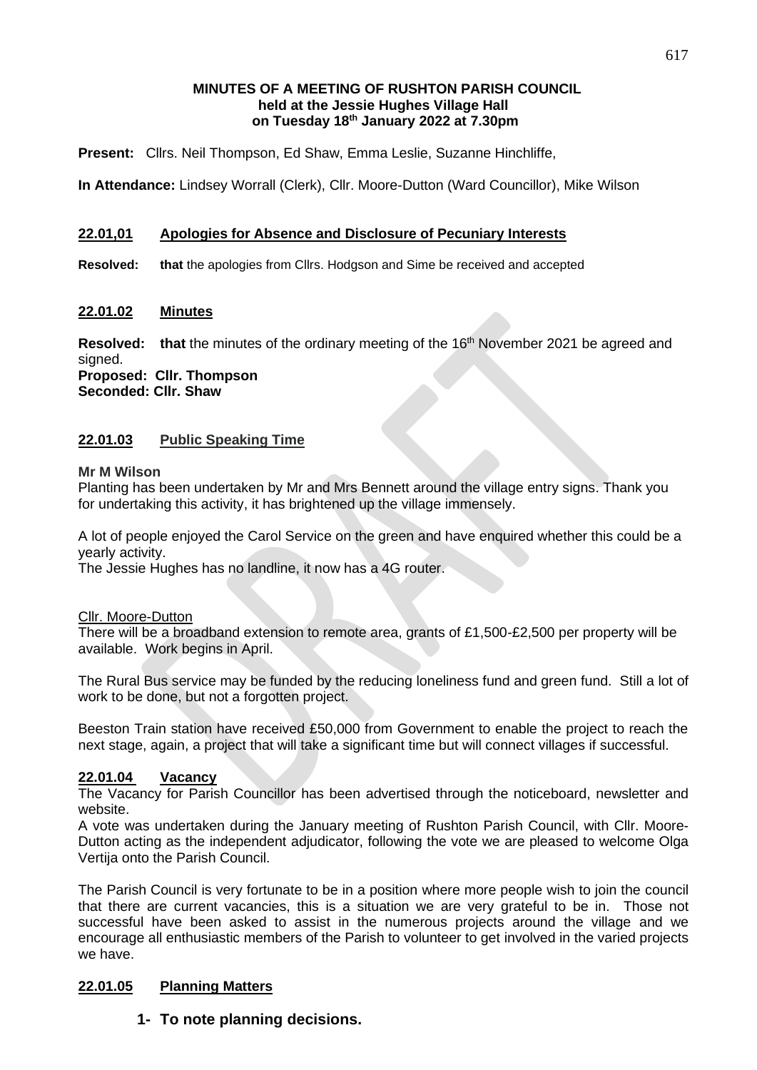**MINUTES OF A MEETING OF RUSHTON PARISH COUNCIL**
**held at the Jessie Hughes Village Hall**
**on Tuesday 18th January 2022 at 7.30pm**

**Present:** Cllrs. Neil Thompson, Ed Shaw, Emma Leslie, Suzanne Hinchliffe,

**In Attendance:** Lindsey Worrall (Clerk), Cllr. Moore-Dutton (Ward Councillor), Mike Wilson

## 22.01,01 Apologies for Absence and Disclosure of Pecuniary Interests

**Resolved: that** the apologies from Cllrs. Hodgson and Sime be received and accepted

## 22.01.02 Minutes

**Resolved: that** the minutes of the ordinary meeting of the 16th November 2021 be agreed and signed.
**Proposed: Cllr. Thompson**
**Seconded: Cllr. Shaw**

## 22.01.03 Public Speaking Time

**Mr M Wilson**

Planting has been undertaken by Mr and Mrs Bennett around the village entry signs. Thank you for undertaking this activity, it has brightened up the village immensely.

A lot of people enjoyed the Carol Service on the green and have enquired whether this could be a yearly activity.
The Jessie Hughes has no landline, it now has a 4G router.

Cllr. Moore-Dutton

There will be a broadband extension to remote area, grants of £1,500-£2,500 per property will be available. Work begins in April.

The Rural Bus service may be funded by the reducing loneliness fund and green fund. Still a lot of work to be done, but not a forgotten project.

Beeston Train station have received £50,000 from Government to enable the project to reach the next stage, again, a project that will take a significant time but will connect villages if successful.

## 22.01.04 Vacancy

The Vacancy for Parish Councillor has been advertised through the noticeboard, newsletter and website.
A vote was undertaken during the January meeting of Rushton Parish Council, with Cllr. Moore-Dutton acting as the independent adjudicator, following the vote we are pleased to welcome Olga Vertija onto the Parish Council.

The Parish Council is very fortunate to be in a position where more people wish to join the council that there are current vacancies, this is a situation we are very grateful to be in. Those not successful have been asked to assist in the numerous projects around the village and we encourage all enthusiastic members of the Parish to volunteer to get involved in the varied projects we have.

## 22.01.05 Planning Matters

**1- To note planning decisions.**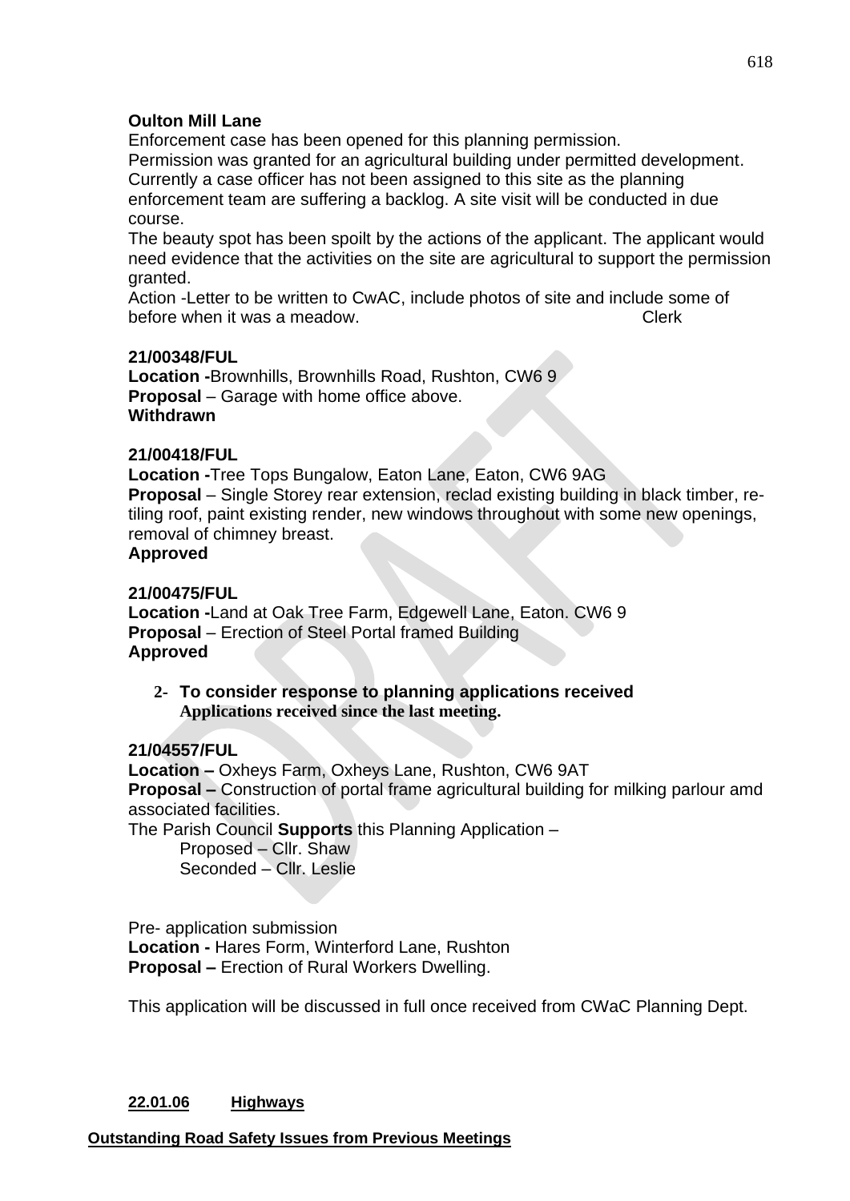**Oulton Mill Lane**

Enforcement case has been opened for this planning permission.

Permission was granted for an agricultural building under permitted development. Currently a case officer has not been assigned to this site as the planning enforcement team are suffering a backlog. A site visit will be conducted in due course.

The beauty spot has been spoilt by the actions of the applicant. The applicant would need evidence that the activities on the site are agricultural to support the permission granted.

Action -Letter to be written to CwAC, include photos of site and include some of before when it was a meadow. Clerk

**21/00348/FUL**

**Location -**Brownhills, Brownhills Road, Rushton, CW6 9

**Proposal** – Garage with home office above.

**Withdrawn**

**21/00418/FUL**

**Location -**Tree Tops Bungalow, Eaton Lane, Eaton, CW6 9AG

**Proposal** – Single Storey rear extension, reclad existing building in black timber, re-tiling roof, paint existing render, new windows throughout with some new openings, removal of chimney breast.

**Approved**

**21/00475/FUL**

**Location -**Land at Oak Tree Farm, Edgewell Lane, Eaton. CW6 9

**Proposal** – Erection of Steel Portal framed Building

**Approved**

2- **To consider response to planning applications received**
**Applications received since the last meeting.**

**21/04557/FUL**

**Location –** Oxheys Farm, Oxheys Lane, Rushton, CW6 9AT

**Proposal –** Construction of portal frame agricultural building for milking parlour amd associated facilities.

The Parish Council **Supports** this Planning Application –

Proposed – Cllr. Shaw
Seconded – Cllr. Leslie

Pre- application submission

**Location -** Hares Form, Winterford Lane, Rushton

**Proposal –** Erection of Rural Workers Dwelling.

This application will be discussed in full once received from CWaC Planning Dept.

**22.01.06 Highways**

**Outstanding Road Safety Issues from Previous Meetings**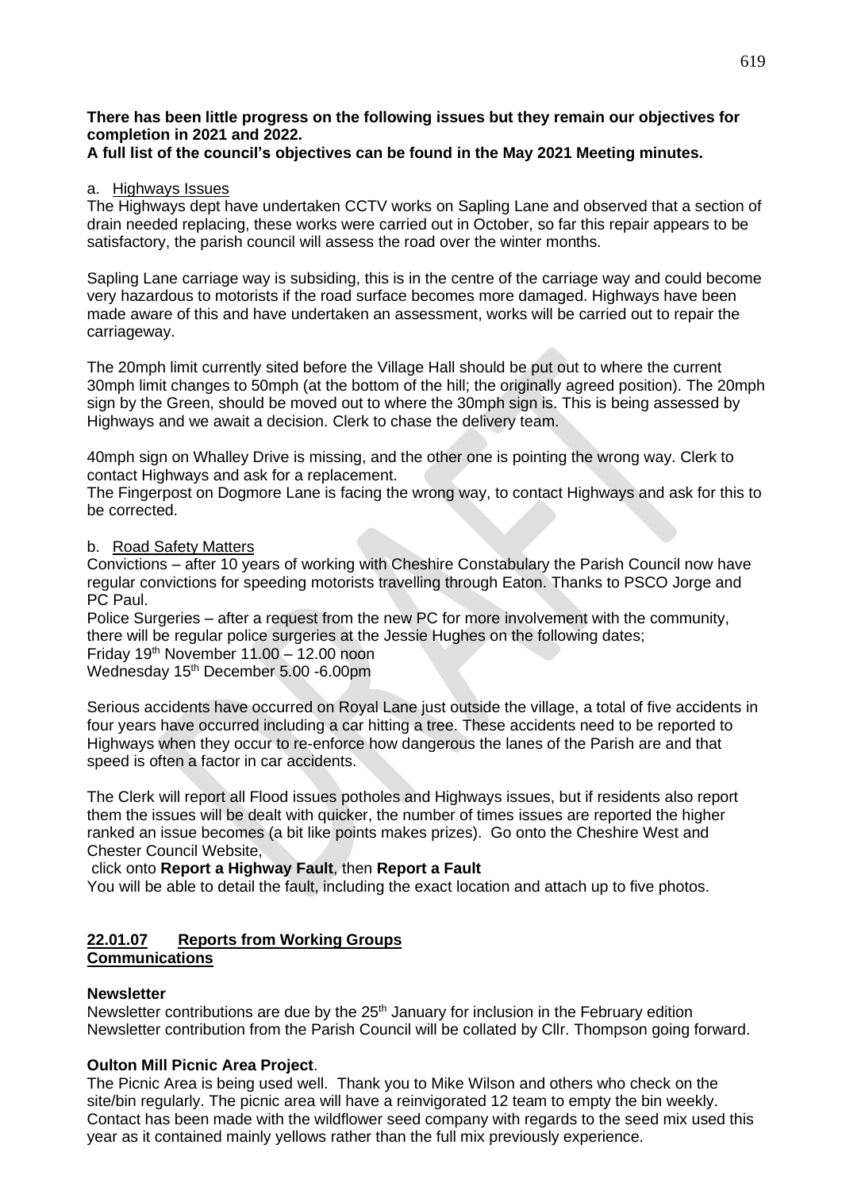**There has been little progress on the following issues but they remain our objectives for completion in 2021 and 2022.**
**A full list of the council's objectives can be found in the May 2021 Meeting minutes.**

a. Highways Issues

The Highways dept have undertaken CCTV works on Sapling Lane and observed that a section of drain needed replacing, these works were carried out in October, so far this repair appears to be satisfactory, the parish council will assess the road over the winter months.

Sapling Lane carriage way is subsiding, this is in the centre of the carriage way and could become very hazardous to motorists if the road surface becomes more damaged. Highways have been made aware of this and have undertaken an assessment, works will be carried out to repair the carriageway.

The 20mph limit currently sited before the Village Hall should be put out to where the current 30mph limit changes to 50mph (at the bottom of the hill; the originally agreed position). The 20mph sign by the Green, should be moved out to where the 30mph sign is. This is being assessed by Highways and we await a decision. Clerk to chase the delivery team.

40mph sign on Whalley Drive is missing, and the other one is pointing the wrong way. Clerk to contact Highways and ask for a replacement.

The Fingerpost on Dogmore Lane is facing the wrong way, to contact Highways and ask for this to be corrected.

b. Road Safety Matters

Convictions – after 10 years of working with Cheshire Constabulary the Parish Council now have regular convictions for speeding motorists travelling through Eaton. Thanks to PSCO Jorge and PC Paul.

Police Surgeries – after a request from the new PC for more involvement with the community, there will be regular police surgeries at the Jessie Hughes on the following dates;
Friday 19th November 11.00 – 12.00 noon
Wednesday 15th December 5.00 -6.00pm

Serious accidents have occurred on Royal Lane just outside the village, a total of five accidents in four years have occurred including a car hitting a tree. These accidents need to be reported to Highways when they occur to re-enforce how dangerous the lanes of the Parish are and that speed is often a factor in car accidents.

The Clerk will report all Flood issues potholes and Highways issues, but if residents also report them the issues will be dealt with quicker, the number of times issues are reported the higher ranked an issue becomes (a bit like points makes prizes). Go onto the Cheshire West and Chester Council Website,
click onto **Report a Highway Fault**, then **Report a Fault**
You will be able to detail the fault, including the exact location and attach up to five photos.

## 22.01.07 Reports from Working Groups

**Communications**

**Newsletter**

Newsletter contributions are due by the 25th January for inclusion in the February edition
Newsletter contribution from the Parish Council will be collated by Cllr. Thompson going forward.

**Oulton Mill Picnic Area Project**.

The Picnic Area is being used well. Thank you to Mike Wilson and others who check on the site/bin regularly. The picnic area will have a reinvigorated 12 team to empty the bin weekly. Contact has been made with the wildflower seed company with regards to the seed mix used this year as it contained mainly yellows rather than the full mix previously experience.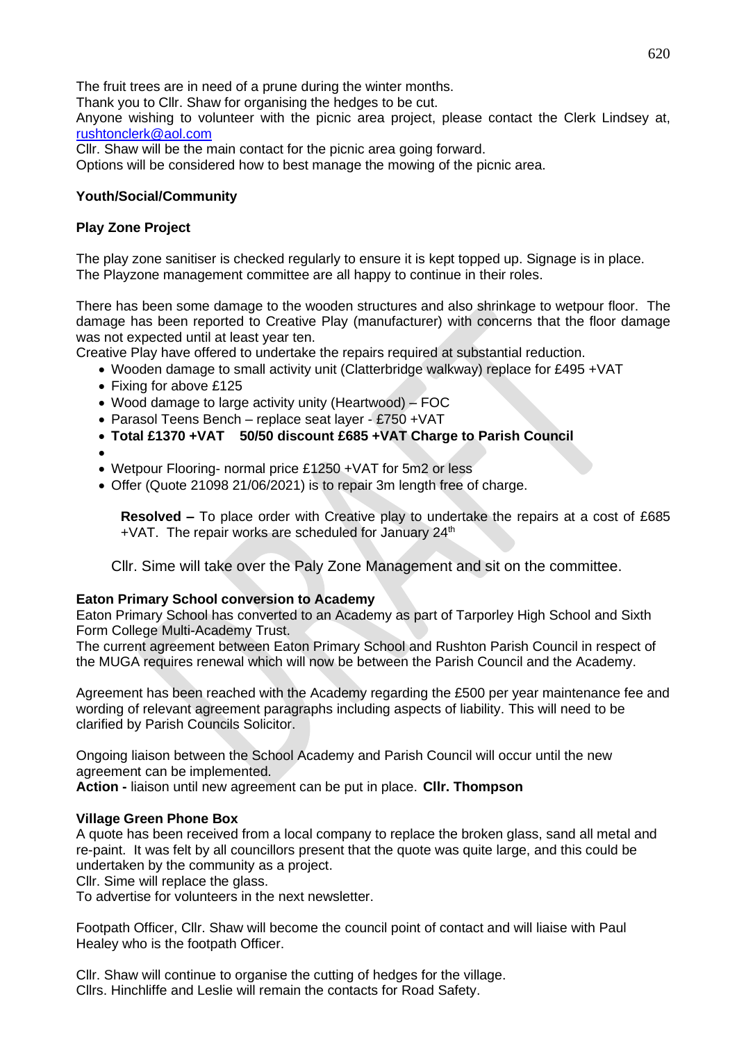The fruit trees are in need of a prune during the winter months.
Thank you to Cllr. Shaw for organising the hedges to be cut.
Anyone wishing to volunteer with the picnic area project, please contact the Clerk Lindsey at, rushtonclerk@aol.com
Cllr. Shaw will be the main contact for the picnic area going forward.
Options will be considered how to best manage the mowing of the picnic area.

**Youth/Social/Community**

**Play Zone Project**

The play zone sanitiser is checked regularly to ensure it is kept topped up. Signage is in place.
The Playzone management committee are all happy to continue in their roles.

There has been some damage to the wooden structures and also shrinkage to wetpour floor. The damage has been reported to Creative Play (manufacturer) with concerns that the floor damage was not expected until at least year ten.
Creative Play have offered to undertake the repairs required at substantial reduction.

- Wooden damage to small activity unit (Clatterbridge walkway) replace for £495 +VAT
- Fixing for above £125
- Wood damage to large activity unity (Heartwood) – FOC
- Parasol Teens Bench – replace seat layer - £750 +VAT
- **Total £1370 +VAT 50/50 discount £685 +VAT Charge to Parish Council**
- 
- Wetpour Flooring- normal price £1250 +VAT for 5m2 or less
- Offer (Quote 21098 21/06/2021) is to repair 3m length free of charge.

**Resolved –** To place order with Creative play to undertake the repairs at a cost of £685 +VAT. The repair works are scheduled for January 24th

Cllr. Sime will take over the Paly Zone Management and sit on the committee.

**Eaton Primary School conversion to Academy**
Eaton Primary School has converted to an Academy as part of Tarporley High School and Sixth Form College Multi-Academy Trust.
The current agreement between Eaton Primary School and Rushton Parish Council in respect of the MUGA requires renewal which will now be between the Parish Council and the Academy.

Agreement has been reached with the Academy regarding the £500 per year maintenance fee and wording of relevant agreement paragraphs including aspects of liability. This will need to be clarified by Parish Councils Solicitor.

Ongoing liaison between the School Academy and Parish Council will occur until the new agreement can be implemented.
**Action -** liaison until new agreement can be put in place. **Cllr. Thompson**

**Village Green Phone Box**
A quote has been received from a local company to replace the broken glass, sand all metal and re-paint. It was felt by all councillors present that the quote was quite large, and this could be undertaken by the community as a project.
Cllr. Sime will replace the glass.
To advertise for volunteers in the next newsletter.

Footpath Officer, Cllr. Shaw will become the council point of contact and will liaise with Paul Healey who is the footpath Officer.

Cllr. Shaw will continue to organise the cutting of hedges for the village.
Cllrs. Hinchliffe and Leslie will remain the contacts for Road Safety.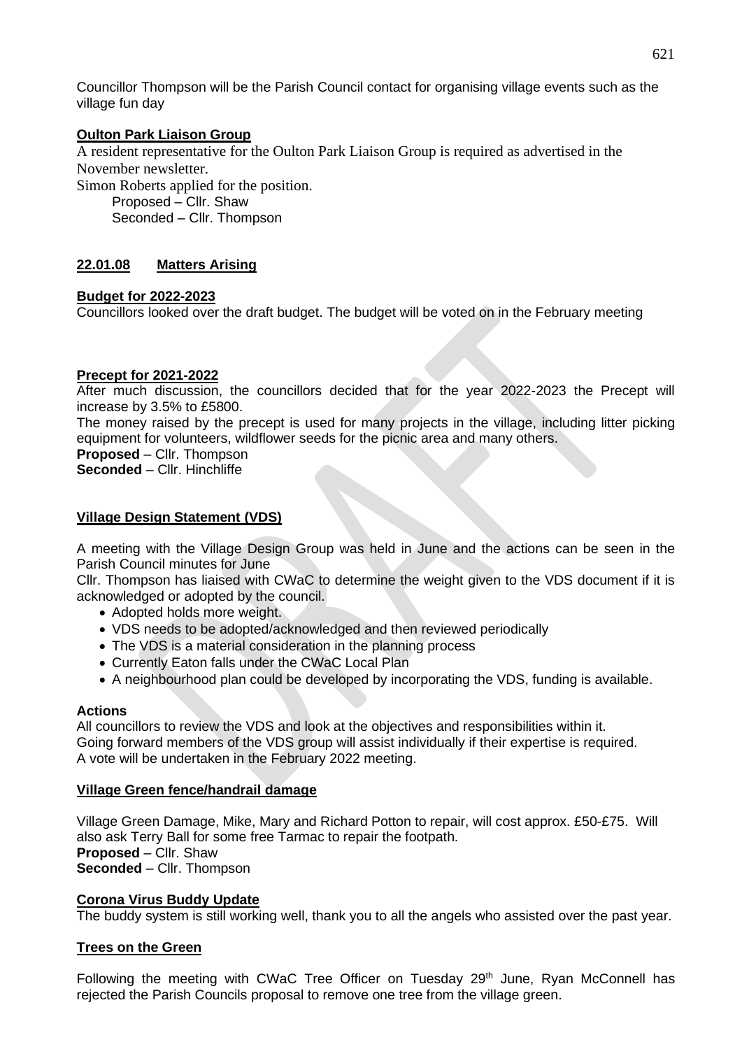Councillor Thompson will be the Parish Council contact for organising village events such as the village fun day

**Oulton Park Liaison Group**

A resident representative for the Oulton Park Liaison Group is required as advertised in the November newsletter.

Simon Roberts applied for the position.

Proposed – Cllr. Shaw
Seconded – Cllr. Thompson

## 22.01.08 Matters Arising

**Budget for 2022-2023**

Councillors looked over the draft budget. The budget will be voted on in the February meeting

**Precept for 2021-2022**

After much discussion, the councillors decided that for the year 2022-2023 the Precept will increase by 3.5% to £5800.

The money raised by the precept is used for many projects in the village, including litter picking equipment for volunteers, wildflower seeds for the picnic area and many others.

**Proposed** – Cllr. Thompson
**Seconded** – Cllr. Hinchliffe

**Village Design Statement (VDS)**

A meeting with the Village Design Group was held in June and the actions can be seen in the Parish Council minutes for June

Cllr. Thompson has liaised with CWaC to determine the weight given to the VDS document if it is acknowledged or adopted by the council.

- Adopted holds more weight.
- VDS needs to be adopted/acknowledged and then reviewed periodically
- The VDS is a material consideration in the planning process
- Currently Eaton falls under the CWaC Local Plan
- A neighbourhood plan could be developed by incorporating the VDS, funding is available.

**Actions**

All councillors to review the VDS and look at the objectives and responsibilities within it.
Going forward members of the VDS group will assist individually if their expertise is required.
A vote will be undertaken in the February 2022 meeting.

**Village Green fence/handrail damage**

Village Green Damage, Mike, Mary and Richard Potton to repair, will cost approx. £50-£75. Will also ask Terry Ball for some free Tarmac to repair the footpath.

**Proposed** – Cllr. Shaw
**Seconded** – Cllr. Thompson

**Corona Virus Buddy Update**

The buddy system is still working well, thank you to all the angels who assisted over the past year.

**Trees on the Green**

Following the meeting with CWaC Tree Officer on Tuesday 29th June, Ryan McConnell has rejected the Parish Councils proposal to remove one tree from the village green.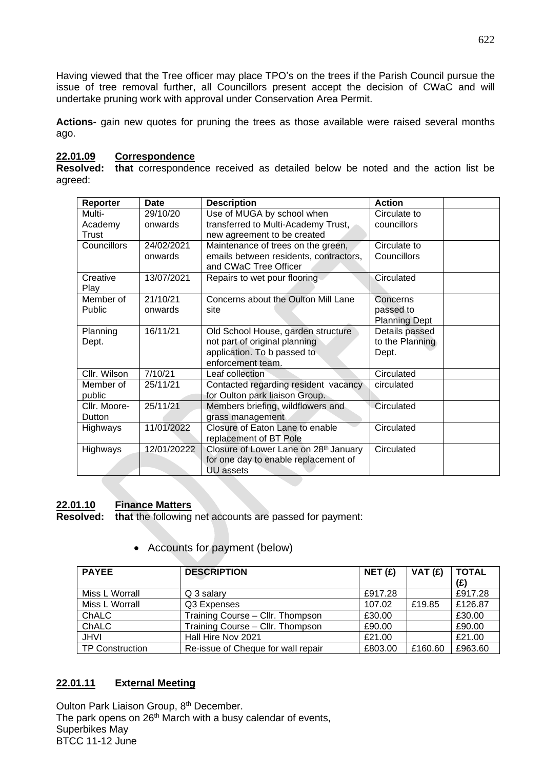Having viewed that the Tree officer may place TPO's on the trees if the Parish Council pursue the issue of tree removal further, all Councillors present accept the decision of CWaC and will undertake pruning work with approval under Conservation Area Permit.

**Actions-** gain new quotes for pruning the trees as those available were raised several months ago.

## 22.01.09 Correspondence

**Resolved: that** correspondence received as detailed below be noted and the action list be agreed:

| Reporter | Date | Description | Action | |
|---|---|---|---|---|
| Multi-Academy Trust | 29/10/20 onwards | Use of MUGA by school when transferred to Multi-Academy Trust, new agreement to be created | Circulate to councillors | |
| Councillors | 24/02/2021 onwards | Maintenance of trees on the green, emails between residents, contractors, and CWaC Tree Officer | Circulate to Councillors | |
| Creative Play | 13/07/2021 | Repairs to wet pour flooring | Circulated | |
| Member of Public | 21/10/21 onwards | Concerns about the Oulton Mill Lane site | Concerns passed to Planning Dept | |
| Planning Dept. | 16/11/21 | Old School House, garden structure not part of original planning application. To b passed to enforcement team. | Details passed to the Planning Dept. | |
| Cllr. Wilson | 7/10/21 | Leaf collection | Circulated | |
| Member of public | 25/11/21 | Contacted regarding resident vacancy for Oulton park liaison Group. | circulated | |
| Cllr. Moore-Dutton | 25/11/21 | Members briefing, wildflowers and grass management | Circulated | |
| Highways | 11/01/2022 | Closure of Eaton Lane to enable replacement of BT Pole | Circulated | |
| Highways | 12/01/20222 | Closure of Lower Lane on 28th January for one day to enable replacement of UU assets | Circulated | |

## 22.01.10 Finance Matters

**Resolved: that** the following net accounts are passed for payment:

- Accounts for payment (below)

| PAYEE | DESCRIPTION | NET (£) | VAT (£) | TOTAL (£) |
|---|---|---|---|---|
| Miss L Worrall | Q 3 salary | £917.28 | | £917.28 |
| Miss L Worrall | Q3 Expenses | 107.02 | £19.85 | £126.87 |
| ChALC | Training Course – Cllr. Thompson | £30.00 | | £30.00 |
| ChALC | Training Course – Cllr. Thompson | £90.00 | | £90.00 |
| JHVI | Hall Hire Nov 2021 | £21.00 | | £21.00 |
| TP Construction | Re-issue of Cheque for wall repair | £803.00 | £160.60 | £963.60 |

## 22.01.11 External Meeting

Oulton Park Liaison Group, 8th December.
The park opens on 26th March with a busy calendar of events,
Superbikes May
BTCC 11-12 June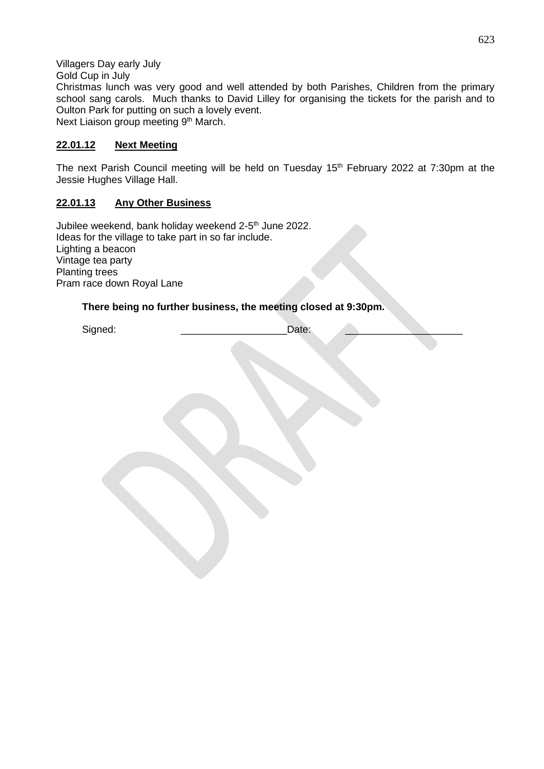Villagers Day early July
Gold Cup in July
Christmas lunch was very good and well attended by both Parishes, Children from the primary school sang carols. Much thanks to David Lilley for organising the tickets for the parish and to Oulton Park for putting on such a lovely event.
Next Liaison group meeting 9th March.

## 22.01.12 Next Meeting

The next Parish Council meeting will be held on Tuesday 15th February 2022 at 7:30pm at the Jessie Hughes Village Hall.

## 22.01.13 Any Other Business

Jubilee weekend, bank holiday weekend 2-5th June 2022.
Ideas for the village to take part in so far include.
Lighting a beacon
Vintage tea party
Planting trees
Pram race down Royal Lane

**There being no further business, the meeting closed at 9:30pm.**

Signed: ___________________ Date: _____________________

DRAFT